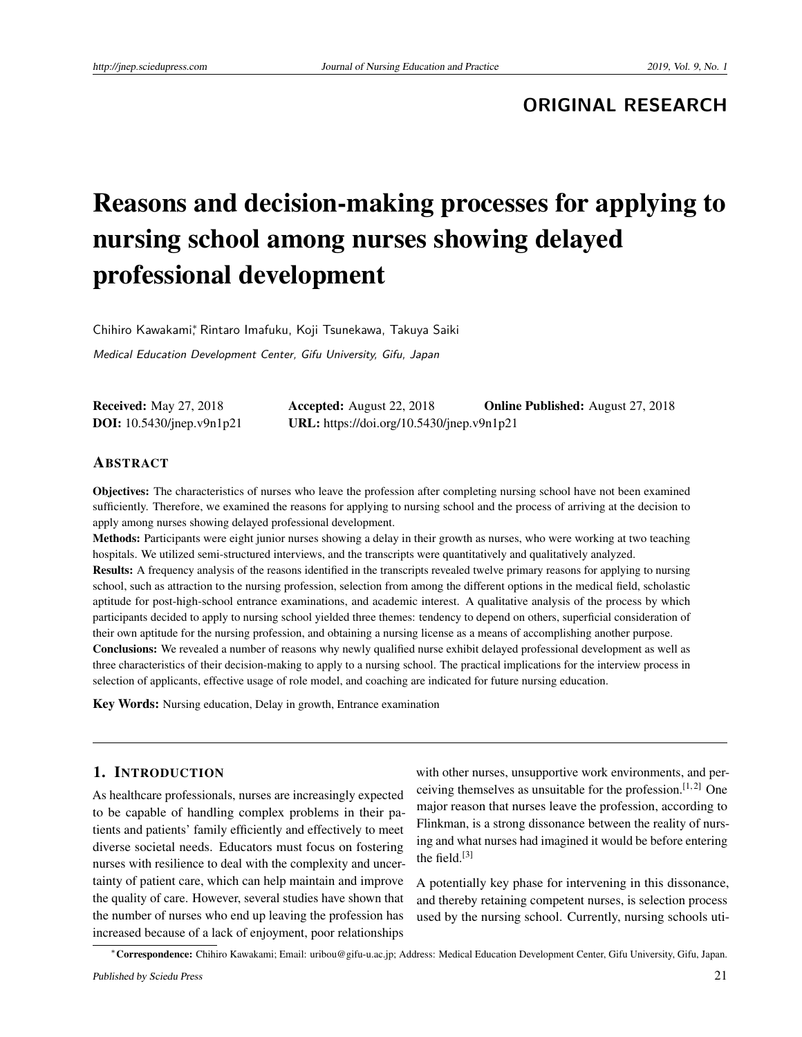ORIGINAL RESEARCH

# Reasons and decision-making processes for applying to nursing school among nurses showing delayed professional development

Chihiro Kawakami*, Rintaro Imafuku, Koji Tsunekawa, Takuya Saiki

*Medical Education Development Center, Gifu University, Gifu, Japan*

**Received:** May 27, 2018 **Accepted:** August 22, 2018 **Online Published:** August 27, 2018
**DOI:** 10.5430/jnep.v9n1p21 **URL:** https://doi.org/10.5430/jnep.v9n1p21

## ABSTRACT

**Objectives:** The characteristics of nurses who leave the profession after completing nursing school have not been examined sufficiently. Therefore, we examined the reasons for applying to nursing school and the process of arriving at the decision to apply among nurses showing delayed professional development.

**Methods:** Participants were eight junior nurses showing a delay in their growth as nurses, who were working at two teaching hospitals. We utilized semi-structured interviews, and the transcripts were quantitatively and qualitatively analyzed.

**Results:** A frequency analysis of the reasons identified in the transcripts revealed twelve primary reasons for applying to nursing school, such as attraction to the nursing profession, selection from among the different options in the medical field, scholastic aptitude for post-high-school entrance examinations, and academic interest. A qualitative analysis of the process by which participants decided to apply to nursing school yielded three themes: tendency to depend on others, superficial consideration of their own aptitude for the nursing profession, and obtaining a nursing license as a means of accomplishing another purpose.

**Conclusions:** We revealed a number of reasons why newly qualified nurse exhibit delayed professional development as well as three characteristics of their decision-making to apply to a nursing school. The practical implications for the interview process in selection of applicants, effective usage of role model, and coaching are indicated for future nursing education.

**Key Words:** Nursing education, Delay in growth, Entrance examination

## 1. INTRODUCTION

As healthcare professionals, nurses are increasingly expected to be capable of handling complex problems in their patients and patients' family efficiently and effectively to meet diverse societal needs. Educators must focus on fostering nurses with resilience to deal with the complexity and uncertainty of patient care, which can help maintain and improve the quality of care. However, several studies have shown that the number of nurses who end up leaving the profession has increased because of a lack of enjoyment, poor relationships with other nurses, unsupportive work environments, and perceiving themselves as unsuitable for the profession.[1,2] One major reason that nurses leave the profession, according to Flinkman, is a strong dissonance between the reality of nursing and what nurses had imagined it would be before entering the field.[3]

A potentially key phase for intervening in this dissonance, and thereby retaining competent nurses, is selection process used by the nursing school. Currently, nursing schools uti-

*Correspondence: Chihiro Kawakami; Email: uribou@gifu-u.ac.jp; Address: Medical Education Development Center, Gifu University, Gifu, Japan.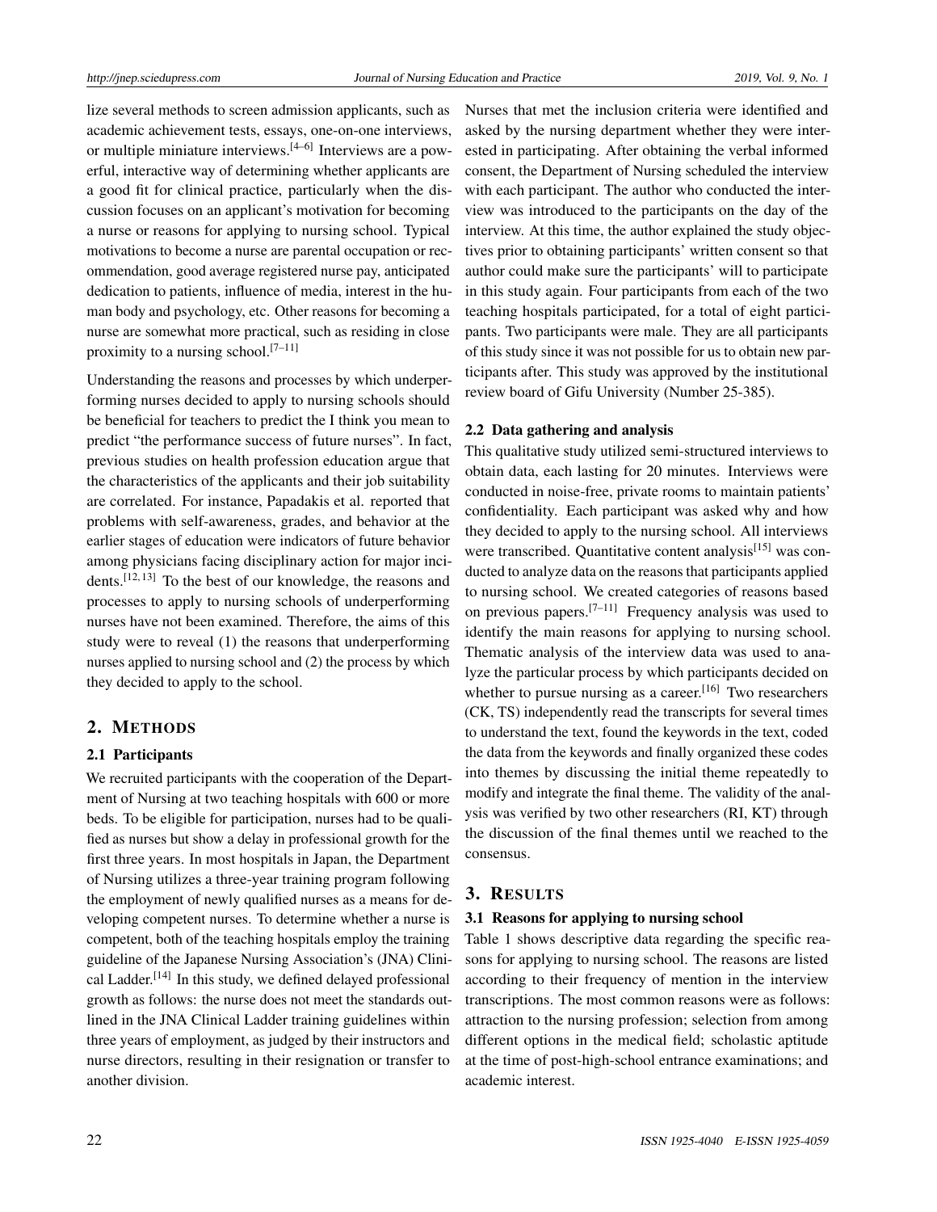lize several methods to screen admission applicants, such as academic achievement tests, essays, one-on-one interviews, or multiple miniature interviews.[4–6] Interviews are a powerful, interactive way of determining whether applicants are a good fit for clinical practice, particularly when the discussion focuses on an applicant's motivation for becoming a nurse or reasons for applying to nursing school. Typical motivations to become a nurse are parental occupation or recommendation, good average registered nurse pay, anticipated dedication to patients, influence of media, interest in the human body and psychology, etc. Other reasons for becoming a nurse are somewhat more practical, such as residing in close proximity to a nursing school.[7–11]

Understanding the reasons and processes by which underperforming nurses decided to apply to nursing schools should be beneficial for teachers to predict the I think you mean to predict "the performance success of future nurses". In fact, previous studies on health profession education argue that the characteristics of the applicants and their job suitability are correlated. For instance, Papadakis et al. reported that problems with self-awareness, grades, and behavior at the earlier stages of education were indicators of future behavior among physicians facing disciplinary action for major incidents.[12, 13] To the best of our knowledge, the reasons and processes to apply to nursing schools of underperforming nurses have not been examined. Therefore, the aims of this study were to reveal (1) the reasons that underperforming nurses applied to nursing school and (2) the process by which they decided to apply to the school.

## 2. METHODS

### 2.1 Participants

We recruited participants with the cooperation of the Department of Nursing at two teaching hospitals with 600 or more beds. To be eligible for participation, nurses had to be qualified as nurses but show a delay in professional growth for the first three years. In most hospitals in Japan, the Department of Nursing utilizes a three-year training program following the employment of newly qualified nurses as a means for developing competent nurses. To determine whether a nurse is competent, both of the teaching hospitals employ the training guideline of the Japanese Nursing Association's (JNA) Clinical Ladder.[14] In this study, we defined delayed professional growth as follows: the nurse does not meet the standards outlined in the JNA Clinical Ladder training guidelines within three years of employment, as judged by their instructors and nurse directors, resulting in their resignation or transfer to another division.

Nurses that met the inclusion criteria were identified and asked by the nursing department whether they were interested in participating. After obtaining the verbal informed consent, the Department of Nursing scheduled the interview with each participant. The author who conducted the interview was introduced to the participants on the day of the interview. At this time, the author explained the study objectives prior to obtaining participants' written consent so that author could make sure the participants' will to participate in this study again. Four participants from each of the two teaching hospitals participated, for a total of eight participants. Two participants were male. They are all participants of this study since it was not possible for us to obtain new participants after. This study was approved by the institutional review board of Gifu University (Number 25-385).

### 2.2 Data gathering and analysis

This qualitative study utilized semi-structured interviews to obtain data, each lasting for 20 minutes. Interviews were conducted in noise-free, private rooms to maintain patients' confidentiality. Each participant was asked why and how they decided to apply to the nursing school. All interviews were transcribed. Quantitative content analysis[15] was conducted to analyze data on the reasons that participants applied to nursing school. We created categories of reasons based on previous papers.[7–11] Frequency analysis was used to identify the main reasons for applying to nursing school. Thematic analysis of the interview data was used to analyze the particular process by which participants decided on whether to pursue nursing as a career.[16] Two researchers (CK, TS) independently read the transcripts for several times to understand the text, found the keywords in the text, coded the data from the keywords and finally organized these codes into themes by discussing the initial theme repeatedly to modify and integrate the final theme. The validity of the analysis was verified by two other researchers (RI, KT) through the discussion of the final themes until we reached to the consensus.

## 3. RESULTS

### 3.1 Reasons for applying to nursing school

Table 1 shows descriptive data regarding the specific reasons for applying to nursing school. The reasons are listed according to their frequency of mention in the interview transcriptions. The most common reasons were as follows: attraction to the nursing profession; selection from among different options in the medical field; scholastic aptitude at the time of post-high-school entrance examinations; and academic interest.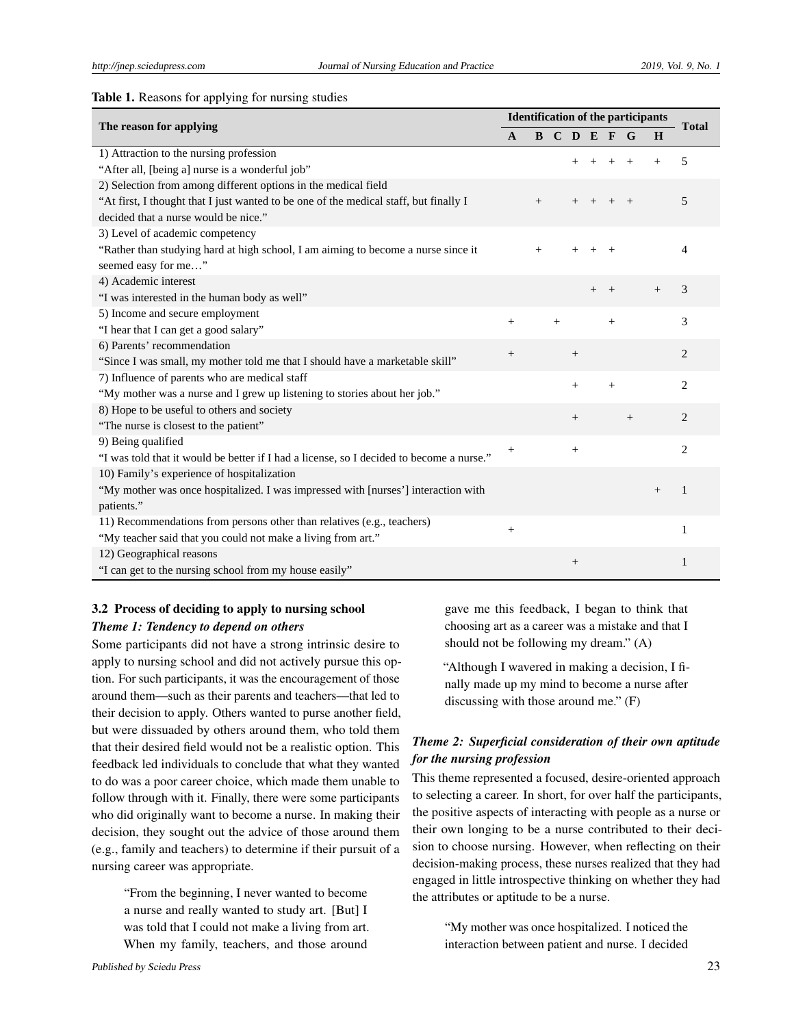**Table 1.** Reasons for applying for nursing studies

| The reason for applying | Identification of the participants | | | | | | | | Total |
|---|---|---|---|---|---|---|---|---|---|
| | A | B | C | D | E | F | G | H | |
| 1) Attraction to the nursing profession<br>"After all, [being a] nurse is a wonderful job" | | | | + | + | + | + | + | 5 |
| 2) Selection from among different options in the medical field<br>"At first, I thought that I just wanted to be one of the medical staff, but finally I decided that a nurse would be nice." | | + | | + | + | + | + | | 5 |
| 3) Level of academic competency<br>"Rather than studying hard at high school, I am aiming to become a nurse since it seemed easy for me…" | | + | | + | + | + | | | 4 |
| 4) Academic interest<br>"I was interested in the human body as well" | | | | | + | + | | + | 3 |
| 5) Income and secure employment<br>"I hear that I can get a good salary" | + | | + | | | + | | | 3 |
| 6) Parents' recommendation<br>"Since I was small, my mother told me that I should have a marketable skill" | + | | | + | | | | | 2 |
| 7) Influence of parents who are medical staff<br>"My mother was a nurse and I grew up listening to stories about her job." | | | | + | | + | | | 2 |
| 8) Hope to be useful to others and society<br>"The nurse is closest to the patient" | | | | + | | | + | | 2 |
| 9) Being qualified<br>"I was told that it would be better if I had a license, so I decided to become a nurse." | + | | | + | | | | | 2 |
| 10) Family's experience of hospitalization<br>"My mother was once hospitalized. I was impressed with [nurses'] interaction with patients." | | | | | | | | + | 1 |
| 11) Recommendations from persons other than relatives (e.g., teachers)<br>"My teacher said that you could not make a living from art." | + | | | | | | | | 1 |
| 12) Geographical reasons<br>"I can get to the nursing school from my house easily" | | | | + | | | | | 1 |

### 3.2 Process of deciding to apply to nursing school

***Theme 1: Tendency to depend on others***

Some participants did not have a strong intrinsic desire to apply to nursing school and did not actively pursue this option. For such participants, it was the encouragement of those around them—such as their parents and teachers—that led to their decision to apply. Others wanted to purse another field, but were dissuaded by others around them, who told them that their desired field would not be a realistic option. This feedback led individuals to conclude that what they wanted to do was a poor career choice, which made them unable to follow through with it. Finally, there were some participants who did originally want to become a nurse. In making their decision, they sought out the advice of those around them (e.g., family and teachers) to determine if their pursuit of a nursing career was appropriate.

> "From the beginning, I never wanted to become a nurse and really wanted to study art. [But] I was told that I could not make a living from art. When my family, teachers, and those around gave me this feedback, I began to think that choosing art as a career was a mistake and that I should not be following my dream." (A)

> "Although I wavered in making a decision, I finally made up my mind to become a nurse after discussing with those around me." (F)

***Theme 2: Superficial consideration of their own aptitude for the nursing profession***

This theme represented a focused, desire-oriented approach to selecting a career. In short, for over half the participants, the positive aspects of interacting with people as a nurse or their own longing to be a nurse contributed to their decision to choose nursing. However, when reflecting on their decision-making process, these nurses realized that they had engaged in little introspective thinking on whether they had the attributes or aptitude to be a nurse.

> "My mother was once hospitalized. I noticed the interaction between patient and nurse. I decided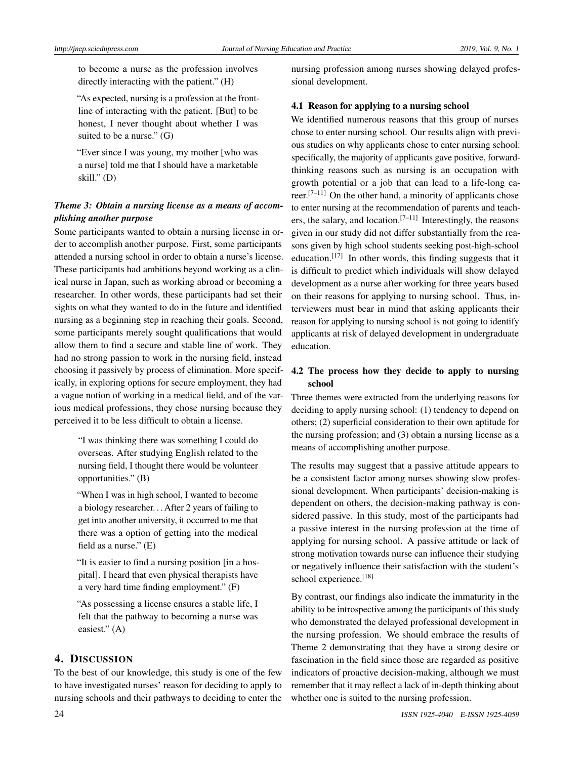to become a nurse as the profession involves directly interacting with the patient." (H)

> "As expected, nursing is a profession at the frontline of interacting with the patient. [But] to be honest, I never thought about whether I was suited to be a nurse." (G)

> "Ever since I was young, my mother [who was a nurse] told me that I should have a marketable skill." (D)

***Theme 3: Obtain a nursing license as a means of accomplishing another purpose***

Some participants wanted to obtain a nursing license in order to accomplish another purpose. First, some participants attended a nursing school in order to obtain a nurse's license. These participants had ambitions beyond working as a clinical nurse in Japan, such as working abroad or becoming a researcher. In other words, these participants had set their sights on what they wanted to do in the future and identified nursing as a beginning step in reaching their goals. Second, some participants merely sought qualifications that would allow them to find a secure and stable line of work. They had no strong passion to work in the nursing field, instead choosing it passively by process of elimination. More specifically, in exploring options for secure employment, they had a vague notion of working in a medical field, and of the various medical professions, they chose nursing because they perceived it to be less difficult to obtain a license.

> "I was thinking there was something I could do overseas. After studying English related to the nursing field, I thought there would be volunteer opportunities." (B)

> "When I was in high school, I wanted to become a biology researcher. . . After 2 years of failing to get into another university, it occurred to me that there was a option of getting into the medical field as a nurse." (E)

> "It is easier to find a nursing position [in a hospital]. I heard that even physical therapists have a very hard time finding employment." (F)

> "As possessing a license ensures a stable life, I felt that the pathway to becoming a nurse was easiest." (A)

## 4. DISCUSSION

To the best of our knowledge, this study is one of the few to have investigated nurses' reason for deciding to apply to nursing schools and their pathways to deciding to enter the nursing profession among nurses showing delayed professional development.

### 4.1 Reason for applying to a nursing school

We identified numerous reasons that this group of nurses chose to enter nursing school. Our results align with previous studies on why applicants chose to enter nursing school: specifically, the majority of applicants gave positive, forward-thinking reasons such as nursing is an occupation with growth potential or a job that can lead to a life-long career.[7–11] On the other hand, a minority of applicants chose to enter nursing at the recommendation of parents and teachers, the salary, and location.[7–11] Interestingly, the reasons given in our study did not differ substantially from the reasons given by high school students seeking post-high-school education.[17] In other words, this finding suggests that it is difficult to predict which individuals will show delayed development as a nurse after working for three years based on their reasons for applying to nursing school. Thus, interviewers must bear in mind that asking applicants their reason for applying to nursing school is not going to identify applicants at risk of delayed development in undergraduate education.

### 4.2 The process how they decide to apply to nursing school

Three themes were extracted from the underlying reasons for deciding to apply nursing school: (1) tendency to depend on others; (2) superficial consideration to their own aptitude for the nursing profession; and (3) obtain a nursing license as a means of accomplishing another purpose.

The results may suggest that a passive attitude appears to be a consistent factor among nurses showing slow professional development. When participants' decision-making is dependent on others, the decision-making pathway is considered passive. In this study, most of the participants had a passive interest in the nursing profession at the time of applying for nursing school. A passive attitude or lack of strong motivation towards nurse can influence their studying or negatively influence their satisfaction with the student's school experience.[18]

By contrast, our findings also indicate the immaturity in the ability to be introspective among the participants of this study who demonstrated the delayed professional development in the nursing profession. We should embrace the results of Theme 2 demonstrating that they have a strong desire or fascination in the field since those are regarded as positive indicators of proactive decision-making, although we must remember that it may reflect a lack of in-depth thinking about whether one is suited to the nursing profession.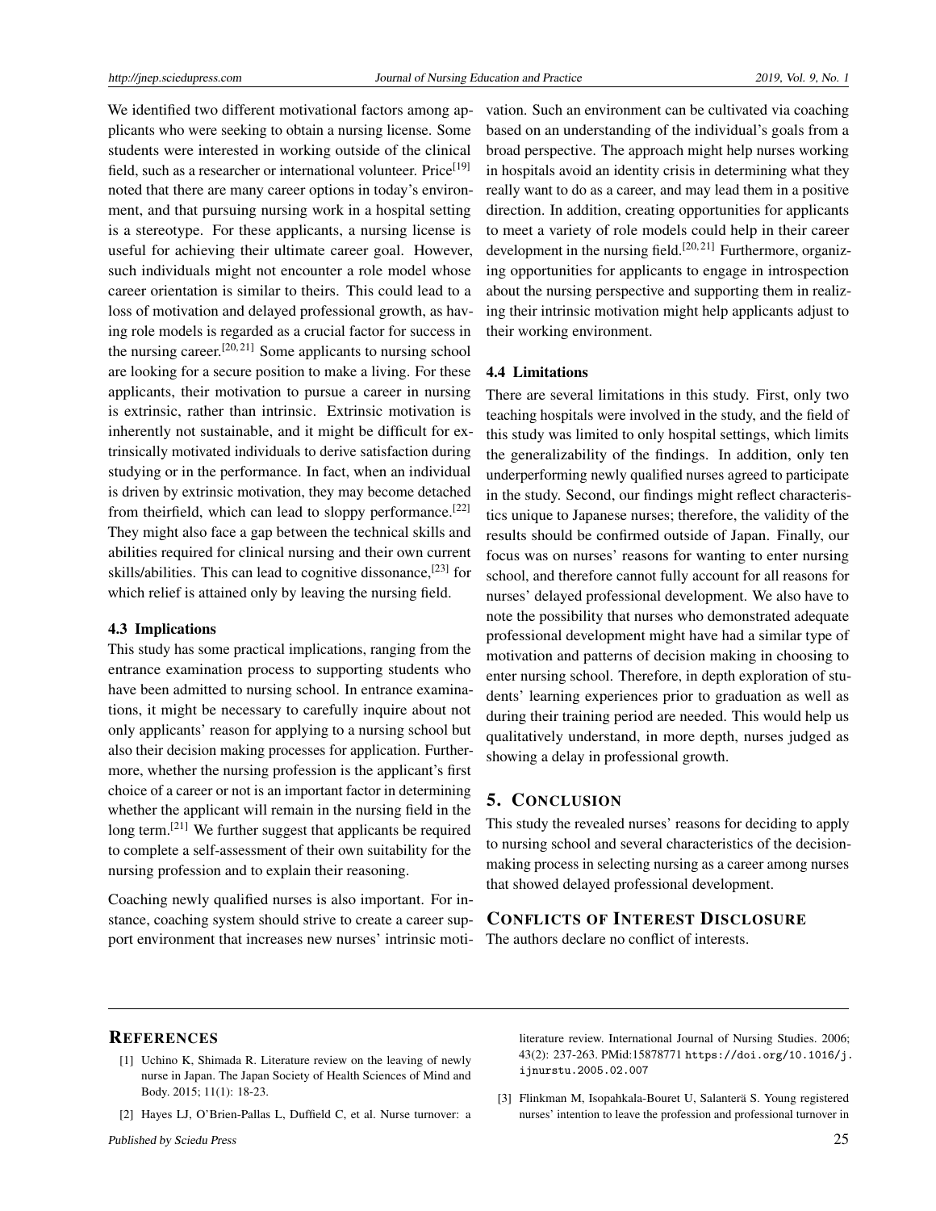We identified two different motivational factors among applicants who were seeking to obtain a nursing license. Some students were interested in working outside of the clinical field, such as a researcher or international volunteer. Price[19] noted that there are many career options in today's environment, and that pursuing nursing work in a hospital setting is a stereotype. For these applicants, a nursing license is useful for achieving their ultimate career goal. However, such individuals might not encounter a role model whose career orientation is similar to theirs. This could lead to a loss of motivation and delayed professional growth, as having role models is regarded as a crucial factor for success in the nursing career.[20,21] Some applicants to nursing school are looking for a secure position to make a living. For these applicants, their motivation to pursue a career in nursing is extrinsic, rather than intrinsic. Extrinsic motivation is inherently not sustainable, and it might be difficult for extrinsically motivated individuals to derive satisfaction during studying or in the performance. In fact, when an individual is driven by extrinsic motivation, they may become detached from theirfield, which can lead to sloppy performance.[22] They might also face a gap between the technical skills and abilities required for clinical nursing and their own current skills/abilities. This can lead to cognitive dissonance,[23] for which relief is attained only by leaving the nursing field.

### 4.3 Implications

This study has some practical implications, ranging from the entrance examination process to supporting students who have been admitted to nursing school. In entrance examinations, it might be necessary to carefully inquire about not only applicants' reason for applying to a nursing school but also their decision making processes for application. Furthermore, whether the nursing profession is the applicant's first choice of a career or not is an important factor in determining whether the applicant will remain in the nursing field in the long term.[21] We further suggest that applicants be required to complete a self-assessment of their own suitability for the nursing profession and to explain their reasoning.

Coaching newly qualified nurses is also important. For instance, coaching system should strive to create a career support environment that increases new nurses' intrinsic motivation. Such an environment can be cultivated via coaching based on an understanding of the individual's goals from a broad perspective. The approach might help nurses working in hospitals avoid an identity crisis in determining what they really want to do as a career, and may lead them in a positive direction. In addition, creating opportunities for applicants to meet a variety of role models could help in their career development in the nursing field.[20,21] Furthermore, organizing opportunities for applicants to engage in introspection about the nursing perspective and supporting them in realizing their intrinsic motivation might help applicants adjust to their working environment.

### 4.4 Limitations

There are several limitations in this study. First, only two teaching hospitals were involved in the study, and the field of this study was limited to only hospital settings, which limits the generalizability of the findings. In addition, only ten underperforming newly qualified nurses agreed to participate in the study. Second, our findings might reflect characteristics unique to Japanese nurses; therefore, the validity of the results should be confirmed outside of Japan. Finally, our focus was on nurses' reasons for wanting to enter nursing school, and therefore cannot fully account for all reasons for nurses' delayed professional development. We also have to note the possibility that nurses who demonstrated adequate professional development might have had a similar type of motivation and patterns of decision making in choosing to enter nursing school. Therefore, in depth exploration of students' learning experiences prior to graduation as well as during their training period are needed. This would help us qualitatively understand, in more depth, nurses judged as showing a delay in professional growth.

## 5. Conclusion

This study the revealed nurses' reasons for deciding to apply to nursing school and several characteristics of the decision-making process in selecting nursing as a career among nurses that showed delayed professional development.

## Conflicts of Interest Disclosure

The authors declare no conflict of interests.

## References

[1] Uchino K, Shimada R. Literature review on the leaving of newly nurse in Japan. The Japan Society of Health Sciences of Mind and Body. 2015; 11(1): 18-23.

[2] Hayes LJ, O'Brien-Pallas L, Duffield C, et al. Nurse turnover: a literature review. International Journal of Nursing Studies. 2006; 43(2): 237-263. PMid:15878771 https://doi.org/10.1016/j.ijnurstu.2005.02.007

[3] Flinkman M, Isopahkala-Bouret U, Salanterä S. Young registered nurses' intention to leave the profession and professional turnover in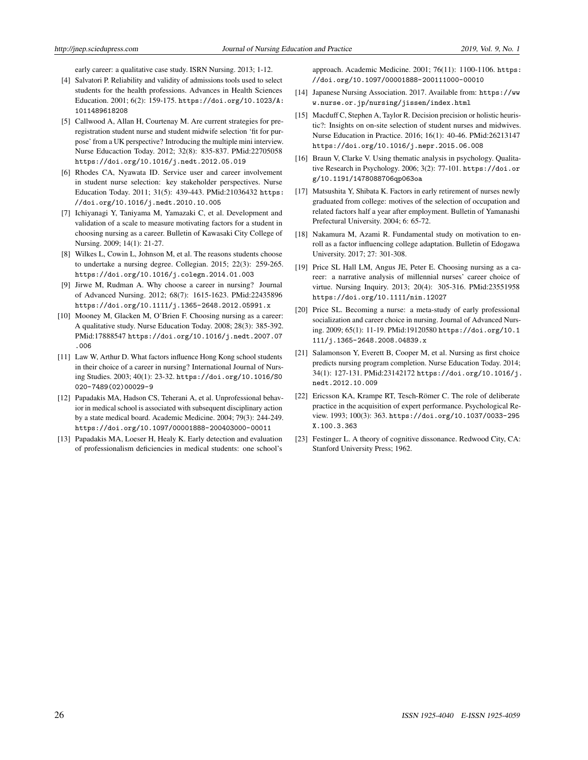early career: a qualitative case study. ISRN Nursing. 2013; 1-12.

[4] Salvatori P. Reliability and validity of admissions tools used to select students for the health professions. Advances in Health Sciences Education. 2001; 6(2): 159-175. https://doi.org/10.1023/A:1011489618208

[5] Callwood A, Allan H, Courtenay M. Are current strategies for pre-registration student nurse and student midwife selection 'fit for purpose' from a UK perspective? Introducing the multiple mini interview. Nurse Educaction Today. 2012; 32(8): 835-837. PMid:22705058 https://doi.org/10.1016/j.nedt.2012.05.019

[6] Rhodes CA, Nyawata ID. Service user and career involvement in student nurse selection: key stakeholder perspectives. Nurse Education Today. 2011; 31(5): 439-443. PMid:21036432 https://doi.org/10.1016/j.nedt.2010.10.005

[7] Ichiyanagi Y, Taniyama M, Yamazaki C, et al. Development and validation of a scale to measure motivating factors for a student in choosing nursing as a career. Bulletin of Kawasaki City College of Nursing. 2009; 14(1): 21-27.

[8] Wilkes L, Cowin L, Johnson M, et al. The reasons students choose to undertake a nursing degree. Collegian. 2015; 22(3): 259-265. https://doi.org/10.1016/j.colegn.2014.01.003

[9] Jirwe M, Rudman A. Why choose a career in nursing? Journal of Advanced Nursing. 2012; 68(7): 1615-1623. PMid:22435896 https://doi.org/10.1111/j.1365-2648.2012.05991.x

[10] Mooney M, Glacken M, O'Brien F. Choosing nursing as a career: A qualitative study. Nurse Education Today. 2008; 28(3): 385-392. PMid:17888547 https://doi.org/10.1016/j.nedt.2007.07.006

[11] Law W, Arthur D. What factors influence Hong Kong school students in their choice of a career in nursing? International Journal of Nursing Studies. 2003; 40(1): 23-32. https://doi.org/10.1016/S0020-7489(02)00029-9

[12] Papadakis MA, Hadson CS, Teherani A, et al. Unprofessional behavior in medical school is associated with subsequent disciplinary action by a state medical board. Academic Medicine. 2004; 79(3): 244-249. https://doi.org/10.1097/00001888-200403000-00011

[13] Papadakis MA, Loeser H, Healy K. Early detection and evaluation of professionalism deficiencies in medical students: one school's approach. Academic Medicine. 2001; 76(11): 1100-1106. https://doi.org/10.1097/00001888-200111000-00010

[14] Japanese Nursing Association. 2017. Available from: https://www.nurse.or.jp/nursing/jissen/index.html

[15] Macduff C, Stephen A, Taylor R. Decision precision or holistic heuristic?: Insights on on-site selection of student nurses and midwives. Nurse Education in Practice. 2016; 16(1): 40-46. PMid:26213147 https://doi.org/10.1016/j.nepr.2015.06.008

[16] Braun V, Clarke V. Using thematic analysis in psychology. Qualitative Research in Psychology. 2006; 3(2): 77-101. https://doi.org/10.1191/1478088706qp063oa

[17] Matsushita Y, Shibata K. Factors in early retirement of nurses newly graduated from college: motives of the selection of occupation and related factors half a year after employment. Bulletin of Yamanashi Prefectural University. 2004; 6: 65-72.

[18] Nakamura M, Azami R. Fundamental study on motivation to enroll as a factor influencing college adaptation. Bulletin of Edogawa University. 2017; 27: 301-308.

[19] Price SL Hall LM, Angus JE, Peter E. Choosing nursing as a career: a narrative analysis of millennial nurses' career choice of virtue. Nursing Inquiry. 2013; 20(4): 305-316. PMid:23551958 https://doi.org/10.1111/nin.12027

[20] Price SL. Becoming a nurse: a meta-study of early professional socialization and career choice in nursing. Journal of Advanced Nursing. 2009; 65(1): 11-19. PMid:19120580 https://doi.org/10.1111/j.1365-2648.2008.04839.x

[21] Salamonson Y, Everett B, Cooper M, et al. Nursing as first choice predicts nursing program completion. Nurse Education Today. 2014; 34(1): 127-131. PMid:23142172 https://doi.org/10.1016/j.nedt.2012.10.009

[22] Ericsson KA, Krampe RT, Tesch-Römer C. The role of deliberate practice in the acquisition of expert performance. Psychological Review. 1993; 100(3): 363. https://doi.org/10.1037/0033-295X.100.3.363

[23] Festinger L. A theory of cognitive dissonance. Redwood City, CA: Stanford University Press; 1962.